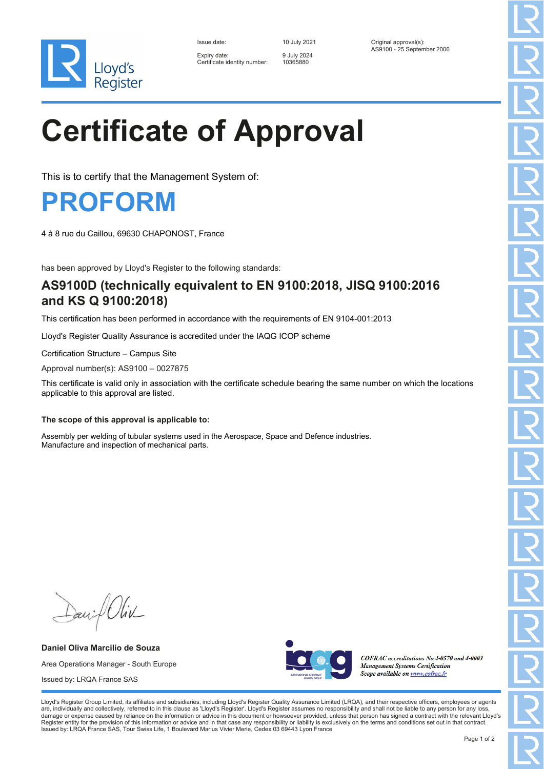Lloyd's Register

| | | |
|---|---|---|
| Issue date: | 10 July 2021 | Original approval(s): |
| Expiry date: | 9 July 2024 | AS9100 - 25 September 2006 |
| Certificate identity number: | 10365880 | |

# Certificate of Approval

This is to certify that the Management System of:

## PROFORM

4 à 8 rue du Caillou, 69630 CHAPONOST, France

has been approved by Lloyd's Register to the following standards:

### AS9100D (technically equivalent to EN 9100:2018, JISQ 9100:2016 and KS Q 9100:2018)

This certification has been performed in accordance with the requirements of EN 9104-001:2013

Lloyd's Register Quality Assurance is accredited under the IAQG ICOP scheme

Certification Structure – Campus Site

Approval number(s): AS9100 – 0027875

This certificate is valid only in association with the certificate schedule bearing the same number on which the locations applicable to this approval are listed.

**The scope of this approval is applicable to:**

Assembly per welding of tubular systems used in the Aerospace, Space and Defence industries.
Manufacture and inspection of mechanical parts.

**Daniel Oliva Marcilio de Souza**

Area Operations Manager - South Europe

Issued by: LRQA France SAS

*COFRAC accreditations No 4-0570 and 4-0003*
*Management Systems Certification*
*Scope available on www.cofrac.fr*

Lloyd's Register Group Limited, its affiliates and subsidiaries, including Lloyd's Register Quality Assurance Limited (LRQA), and their respective officers, employees or agents are, individually and collectively, referred to in this clause as 'Lloyd's Register'. Lloyd's Register assumes no responsibility and shall not be liable to any person for any loss, damage or expense caused by reliance on the information or advice in this document or howsoever provided, unless that person has signed a contract with the relevant Lloyd's Register entity for the provision of this information or advice and in that case any responsibility or liability is exclusively on the terms and conditions set out in that contract.
Issued by: LRQA France SAS, Tour Swiss Life, 1 Boulevard Marius Vivier Merle, Cedex 03 69443 Lyon France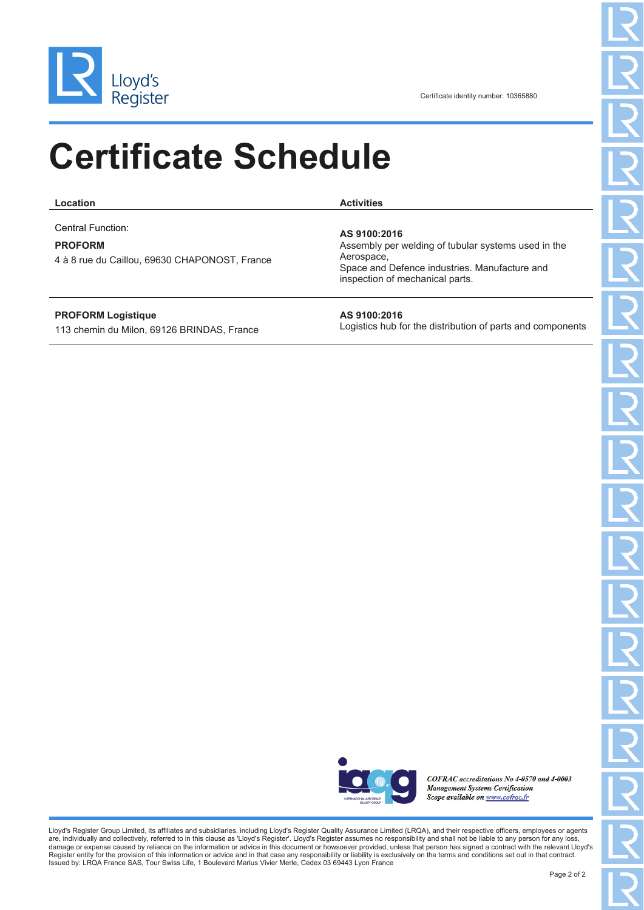Lloyd's Register

Certificate identity number: 10365880

# Certificate Schedule

| Location | Activities |
| --- | --- |
| Central Function:<br>**PROFORM**<br>4 à 8 rue du Caillou, 69630 CHAPONOST, France | **AS 9100:2016**<br>Assembly per welding of tubular systems used in the Aerospace,<br>Space and Defence industries. Manufacture and inspection of mechanical parts. |
| **PROFORM Logistique**<br>113 chemin du Milon, 69126 BRINDAS, France | **AS 9100:2016**<br>Logistics hub for the distribution of parts and components |

*COFRAC accreditations No 4-0570 and 4-0003*
*Management Systems Certification*
*Scope available on www.cofrac.fr*

Lloyd's Register Group Limited, its affiliates and subsidiaries, including Lloyd's Register Quality Assurance Limited (LRQA), and their respective officers, employees or agents are, individually and collectively, referred to in this clause as 'Lloyd's Register'. Lloyd's Register assumes no responsibility and shall not be liable to any person for any loss, damage or expense caused by reliance on the information or advice in this document or howsoever provided, unless that person has signed a contract with the relevant Lloyd's Register entity for the provision of this information or advice and in that case any responsibility or liability is exclusively on the terms and conditions set out in that contract.
Issued by: LRQA France SAS, Tour Swiss Life, 1 Boulevard Marius Vivier Merle, Cedex 03 69443 Lyon France